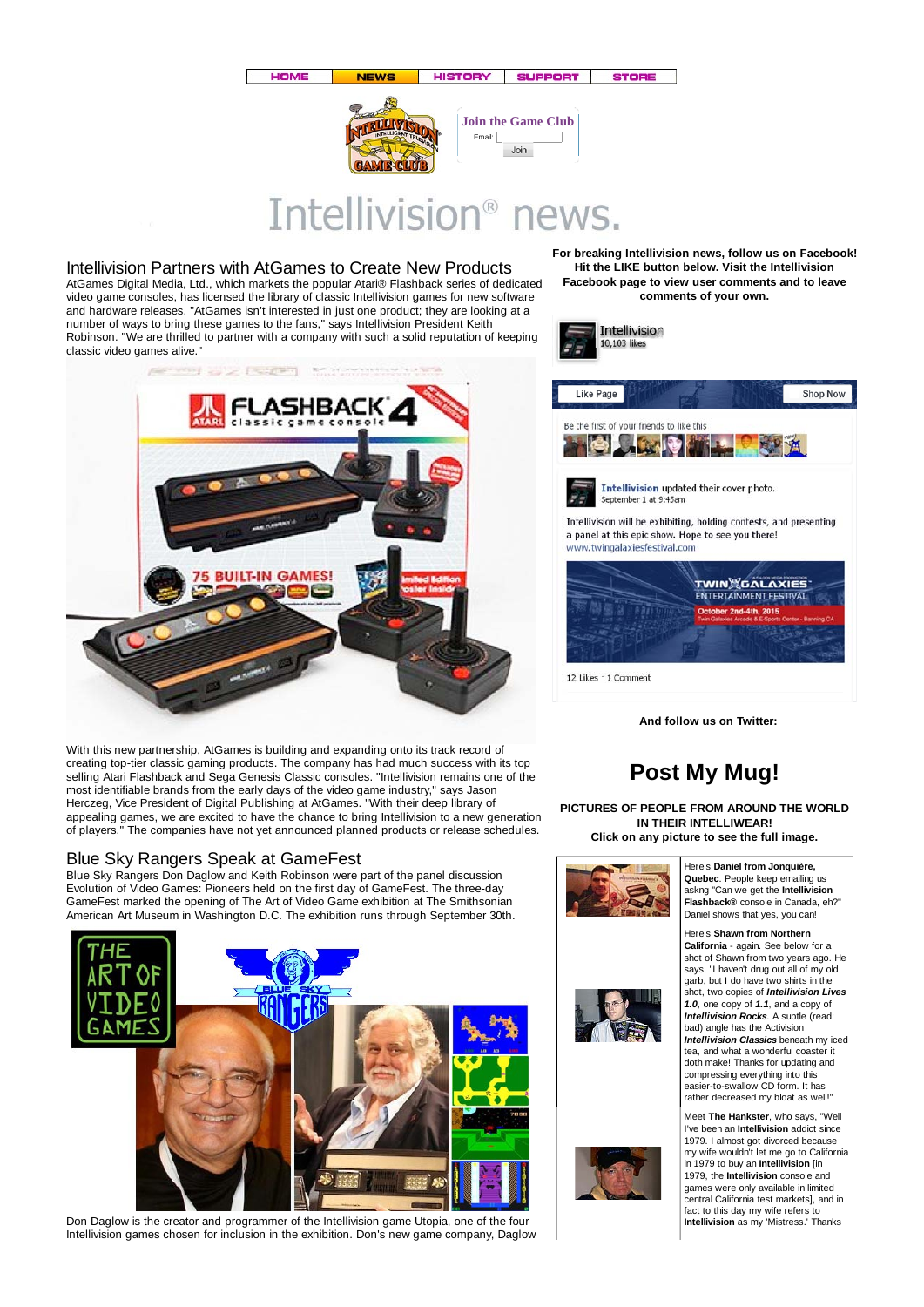HOME | NEWS | HISTORY | SUPPORT | STORE

Join the Game Club

Email:

Join

# Intellivision® news.

## Intellivision Partners with AtGames to Create New Products

AtGames Digital Media, Ltd., which markets the popular Atari® Flashback series of dedicated video game consoles, has licensed the library of classic Intellivision games for new software and hardware releases. "AtGames isn't interested in just one product; they are looking at a number of ways to bring these games to the fans," says Intellivision President Keith Robinson. "We are thrilled to partner with a company with such a solid reputation of keeping classic video games alive."

With this new partnership, AtGames is building and expanding onto its track record of creating top-tier classic gaming products. The company has had much success with its top selling Atari Flashback and Sega Genesis Classic consoles. "Intellivision remains one of the most identifiable brands from the early days of the video game industry," says Jason Herczeg, Vice President of Digital Publishing at AtGames. "With their deep library of appealing games, we are excited to have the chance to bring Intellivision to a new generation of players." The companies have not yet announced planned products or release schedules.

## Blue Sky Rangers Speak at GameFest

Blue Sky Rangers Don Daglow and Keith Robinson were part of the panel discussion Evolution of Video Games: Pioneers held on the first day of GameFest. The three-day GameFest marked the opening of The Art of Video Game exhibition at The Smithsonian American Art Museum in Washington D.C. The exhibition runs through September 30th.

Don Daglow is the creator and programmer of the Intellivision game Utopia, one of the four Intellivision games chosen for inclusion in the exhibition. Don's new game company, Daglow

**For breaking Intellivision news, follow us on Facebook! Hit the LIKE button below. Visit the Intellivision Facebook page to view user comments and to leave comments of your own.**

Intellivision
10,103 likes

Like Page | Shop Now

Be the first of your friends to like this

Intellivision updated their cover photo.
September 1 at 9:45am

Intellivision will be exhibiting, holding contests, and presenting a panel at this epic show. Hope to see you there!
www.twingalaxiesfestival.com

12 Likes · 1 Comment

**And follow us on Twitter:**

# Post My Mug!

**PICTURES OF PEOPLE FROM AROUND THE WORLD IN THEIR INTELLIWEAR!**
**Click on any picture to see the full image.**

Here's **Daniel from Jonquière, Quebec**. People keep emailing us askng "Can we get the **Intellivision Flashback®** console in Canada, eh?" Daniel shows that yes, you can!

Here's **Shawn from Northern California** - again. See below for a shot of Shawn from two years ago. He says, "I haven't drug out all of my old garb, but I do have two shirts in the shot, two copies of ***Intellivision Lives 1.0***, one copy of ***1.1***, and a copy of ***Intellivision Rocks***. A subtle (read: bad) angle has the Activision ***Intellivision Classics*** beneath my iced tea, and what a wonderful coaster it doth make! Thanks for updating and compressing everything into this easier-to-swallow CD form. It has rather decreased my bloat as well!"

Meet **The Hankster**, who says, "Well I've been an **Intellivision** addict since 1979. I almost got divorced because my wife wouldn't let me go to California in 1979 to buy an **Intellivision** [in 1979, the **Intellivision** console and games were only available in limited central California test markets], and in fact to this day my wife refers to **Intellivision** as my 'Mistress.' Thanks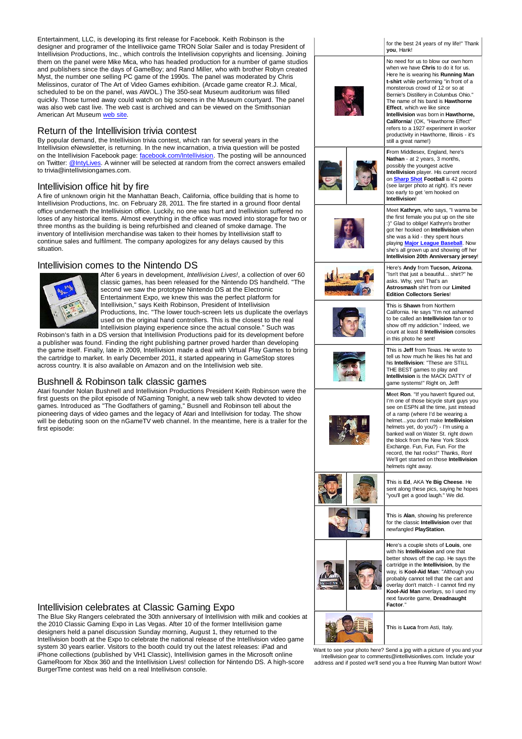Entertainment, LLC, is developing its first release for Facebook. Keith Robinson is the designer and programer of the Intellivoice game TRON Solar Sailer and is today President of Intellivision Productions, Inc., which controls the Intellivision copyrights and licensing. Joining them on the panel were Mike Mica, who has headed production for a number of game studios and publishers since the days of GameBoy; and Rand Miller, who with brother Robyn created Myst, the number one selling PC game of the 1990s. The panel was moderated by Chris Melissinos, curator of The Art of Video Games exhibition. (Arcade game creator R.J. Mical, scheduled to be on the panel, was AWOL.) The 350-seat Museum auditorium was filled quickly. Those turned away could watch on big screens in the Museum courtyard. The panel was also web cast live. The web cast is archived and can be viewed on the Smithsonian American Art Museum web site.

## Return of the Intellivision trivia contest

By popular demand, the Intellivision trivia contest, which ran for several years in the Intellivision eNewsletter, is returning. In the new incarnation, a trivia question will be posted on the Intellivision Facebook page: facebook.com/Intellivision. The posting will be announced on Twitter: @IntyLives. A winner will be selected at random from the correct answers emailed to trivia@intellivisiongames.com.

## Intellivision office hit by fire

A fire of unknown origin hit the Manhattan Beach, California, office building that is home to Intellivision Productions, Inc. on February 28, 2011. The fire started in a ground floor dental office underneath the Intellivision office. Luckily, no one was hurt and Inellivision suffered no loses of any historical items. Almost everything in the office was moved into storage for two or three months as the building is being refurbished and cleaned of smoke damage. The inventory of Intellivision merchandise was taken to their homes by Intellivision staff to continue sales and fulfilment. The company apologizes for any delays caused by this situation.

## Intellivision comes to the Nintendo DS

After 6 years in development, *Intellivision Lives!*, a collection of over 60 classic games, has been released for the Nintendo DS handheld. "The second we saw the prototype Nintendo DS at the Electronic Entertainment Expo, we knew this was the perfect platform for Intellivision," says Keith Robinson, President of Intellivision Productions, Inc. "The lower touch-screen lets us duplicate the overlays used on the original hand controllers. This is the closest to the real Intellivision playing experience since the actual console." Such was Robinson's faith in a DS version that Intellivision Productions paid for its development before a publisher was found. Finding the right publishing partner proved harder than developing the game itself. Finally, late in 2009, Intellivision made a deal with Virtual Play Games to bring the cartridge to market. In early December 2011, it started appearing in GameStop stores across country. It is also available on Amazon and on the Intellivision web site.

## Bushnell & Robinson talk classic games

Atari founder Nolan Bushnell and Intellivision Productions President Keith Robinson were the first guests on the pilot episode of NGaming Tonight, a new web talk show devoted to video games. Introduced as "The Godfathers of gaming," Busnell and Robinson tell about the pioneering days of video games and the legacy of Atari and Intellivision for today. The show will be debuting soon on the nGameTV web channel. In the meantime, here is a trailer for the first episode:

## Intellivision celebrates at Classic Gaming Expo

The Blue Sky Rangers celebrated the 30th anniversary of Intellivision with milk and cookies at the 2010 Classic Gaming Expo in Las Vegas. After 10 of the former Intellivision game designers held a panel discussion Sunday morning, August 1, they returned to the Intellivision booth at the Expo to celebrate the national release of the Intellivision video game system 30 years earlier. Visitors to the booth could try out the latest releases: iPad and iPhone collections (published by VH1 Classic), Intellivision games in the Microsoft online GameRoom for Xbox 360 and the Intellivision Lives! collection for Nintendo DS. A high-score BurgerTime contest was held on a real Intellivison console.

---

for the best 24 years of my life!" Thank **you**, Hank!

No need for us to blow our own horn when we have **Chris** to do it for us. Here he is wearing his **Running Man t-shirt** while performing "in front of a monsterous crowd of 12 or so at Bernie's Distillery in Columbus Ohio." The name of his band is **Hawthorne Effect**, which we like since **Intellivision** was born in **Hawthorne, California**! (OK, "Hawthorne Effect" refers to a 1927 experiment in worker productivity in Hawthorne, Illinois - it's still a great name!)

From Middlesex, England, here's **Nathan** - at 2 years, 3 months, possibly the youngest active **Intellivision** player. His current record on **Sharp Shot Football** is 42 points (see larger photo at right). It's never too early to get 'em hooked on **Intellivision**!

Meet **Kathryn**, who says, "I wanna be the first female you put up on the site :)" Glad to oblige! Kathryn's brother got her hooked on **Intellivision** when she was a kid - they spent hours playing **Major League Baseball**. Now she's all grown up and showing off her **Intellivision 20th Anniversary jersey**!

Here's **Andy** from **Tucson, Arizona**. "Isn't that just a beautiful... shirt?" he asks. Why, yes! That's an **Astrosmash** shirt from our **Limited Edition Collectors Series**!

This is **Shawn** from Northern California. He says "I'm not ashamed to be called an **Intellivision** fan or to show off my addiction." Indeed, we count at least 8 **Intellivision** consoles in this photo he sent!

This is **Jeff** from Texas. He wrote to tell us how much he likes his hat and his **Intellivision**: "These are STILL THE BEST games to play and **Intellivision** is the MACK DATTY of game systems!" Right on, Jeff!

Meet **Ron**. "If you haven't figured out, I'm one of those bicycle stunt guys you see on ESPN all the time, just instead of a ramp (where I'd be wearing a helmet...you don't make **Intellivision** helmets yet, do you?) - I'm using a banked wall on Water St. right down the block from the New York Stock Exchange. Fun, Fun, Fun. For the record, the hat rocks!" Thanks, Ron! We'll get started on those **Intellivision** helmets right away.

This is **Ed**, AKA **Ye Big Cheese**. He sent along these pics, saying he hopes "you'll get a good laugh." We did.

This is **Alan**, showing his preference for the classic **Intellivision** over that newfangled **PlayStation**.

Here's a couple shots of **Louis**, one with his **Intellivision** and one that better shows off the cap. He says the cartridge in the **Intellivision**, by the way, is **Kool-Aid Man**: "Although you probably cannot tell that the cart and overlay don't match - I cannot find my **Kool-Aid Man** overlays, so I used my next favorite game, **Dreadnaught Factor**."

This is **Luca** from Asti, Italy.

Want to see your photo here? Send a jpg with a picture of you and your Intellivision gear to comments@intellivisionlives.com. Include your address and if posted we'll send you a free Running Man button! Wow!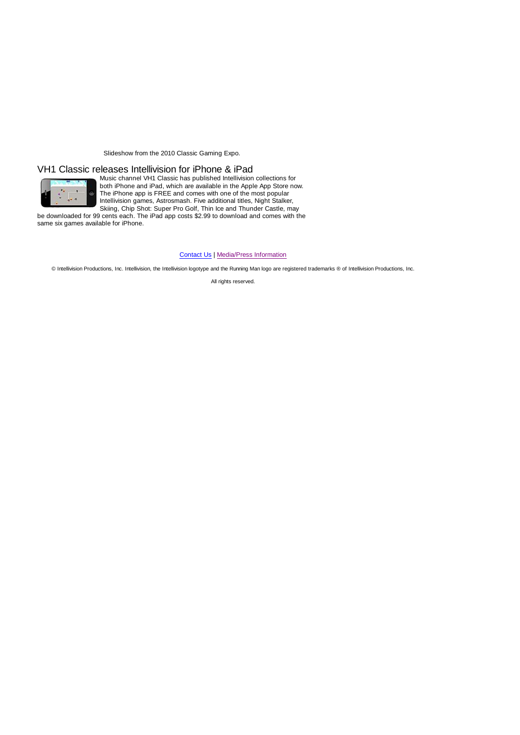Slideshow from the 2010 Classic Gaming Expo.

## VH1 Classic releases Intellivision for iPhone & iPad

Music channel VH1 Classic has published Intellivision collections for both iPhone and iPad, which are available in the Apple App Store now. The iPhone app is FREE and comes with one of the most popular Intellivision games, Astrosmash. Five additional titles, Night Stalker, Skiing, Chip Shot: Super Pro Golf, Thin Ice and Thunder Castle, may be downloaded for 99 cents each. The iPad app costs $2.99 to download and comes with the same six games available for iPhone.

Contact Us | Media/Press Information

© Intellivision Productions, Inc. Intellivision, the Intellivision logotype and the Running Man logo are registered trademarks ® of Intellivision Productions, Inc.

All rights reserved.